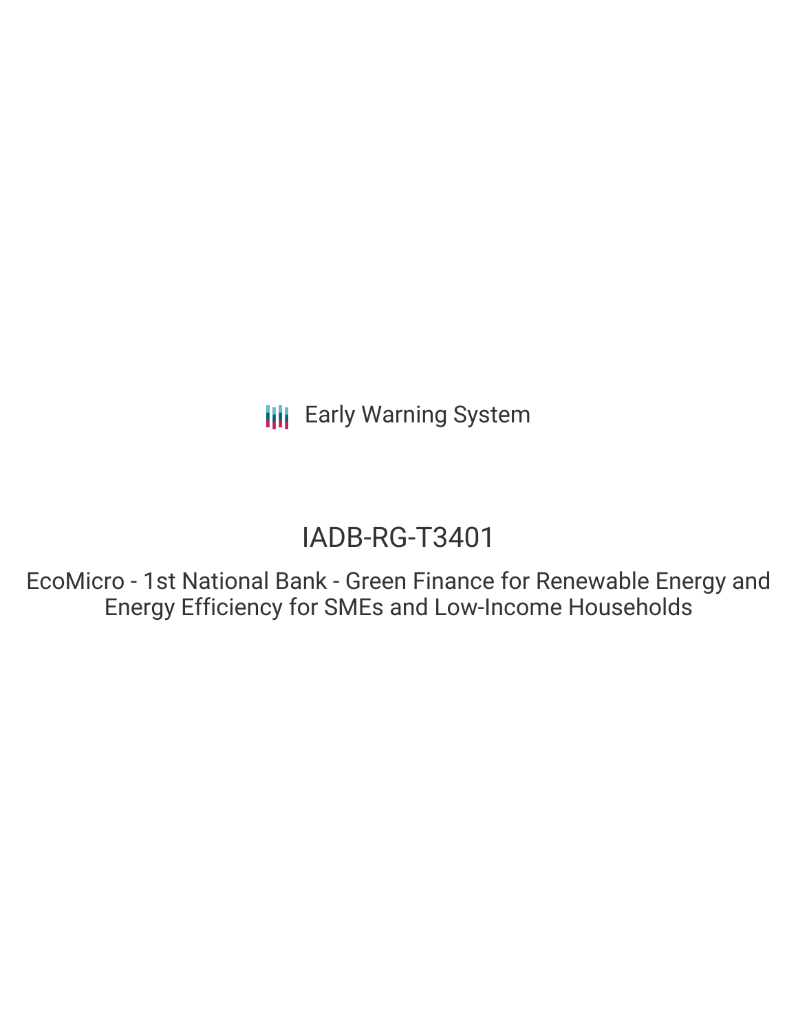Early Warning System

# IADB-RG-T3401

## EcoMicro - 1st National Bank - Green Finance for Renewable Energy and Energy Efficiency for SMEs and Low-Income Households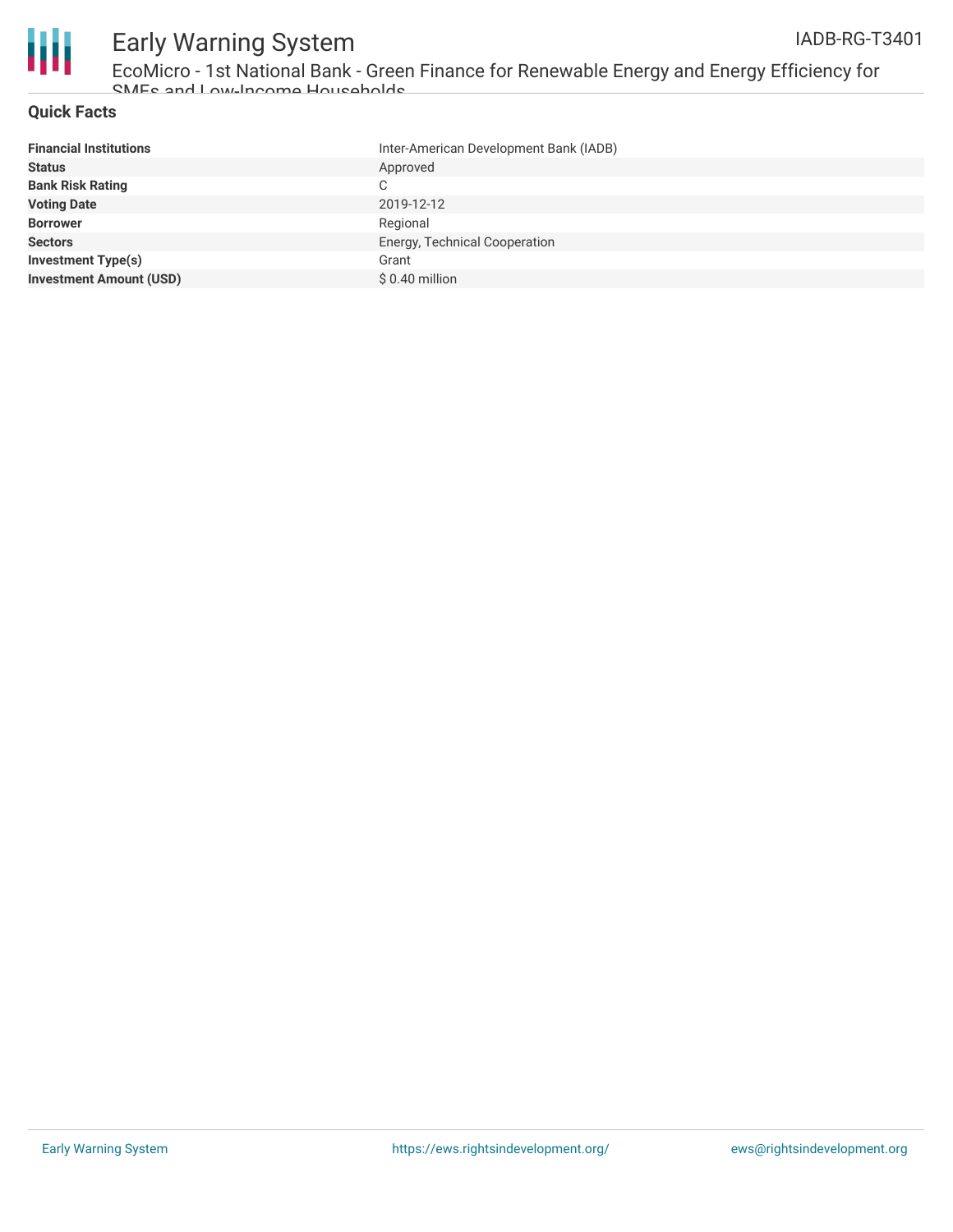## Quick Facts

| | |
|---|---|
| **Financial Institutions** | Inter-American Development Bank (IADB) |
| **Status** | Approved |
| **Bank Risk Rating** | C |
| **Voting Date** | 2019-12-12 |
| **Borrower** | Regional |
| **Sectors** | Energy, Technical Cooperation |
| **Investment Type(s)** | Grant |
| **Investment Amount (USD)** | $ 0.40 million |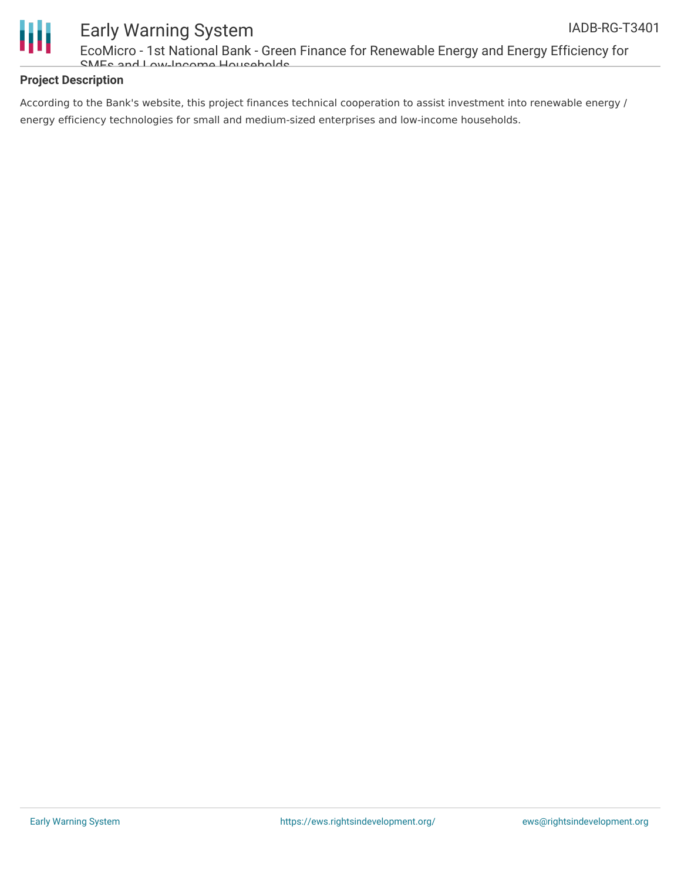## Project Description

According to the Bank's website, this project finances technical cooperation to assist investment into renewable energy / energy efficiency technologies for small and medium-sized enterprises and low-income households.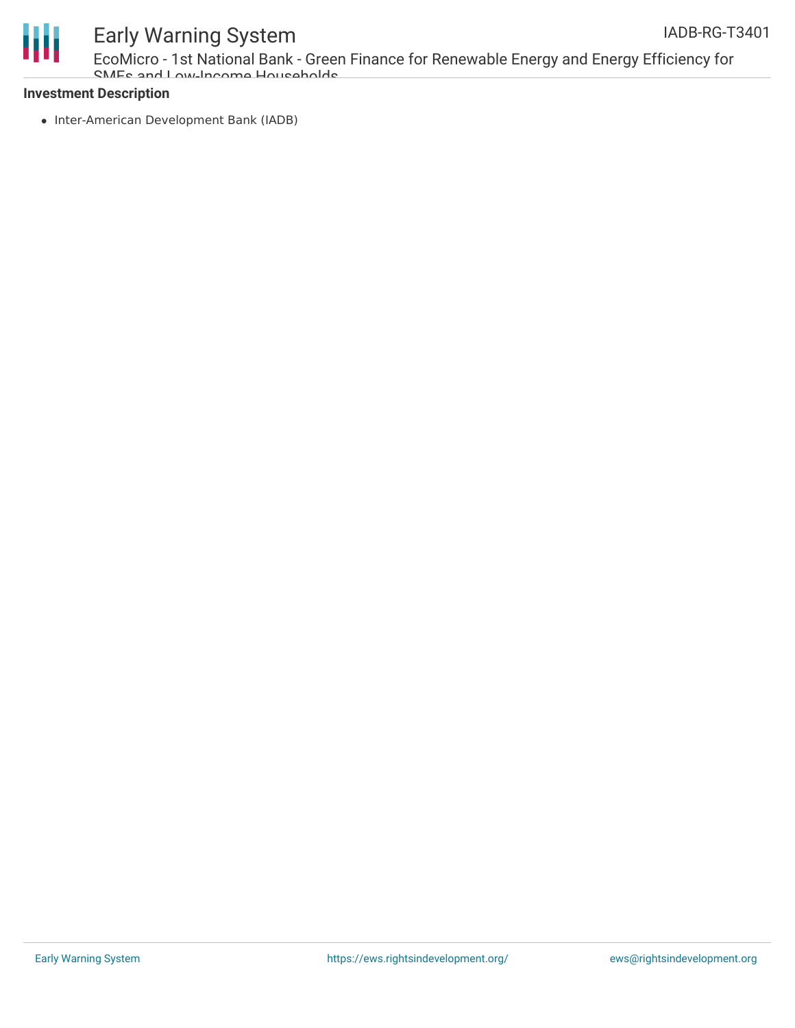**Investment Description**

- Inter-American Development Bank (IADB)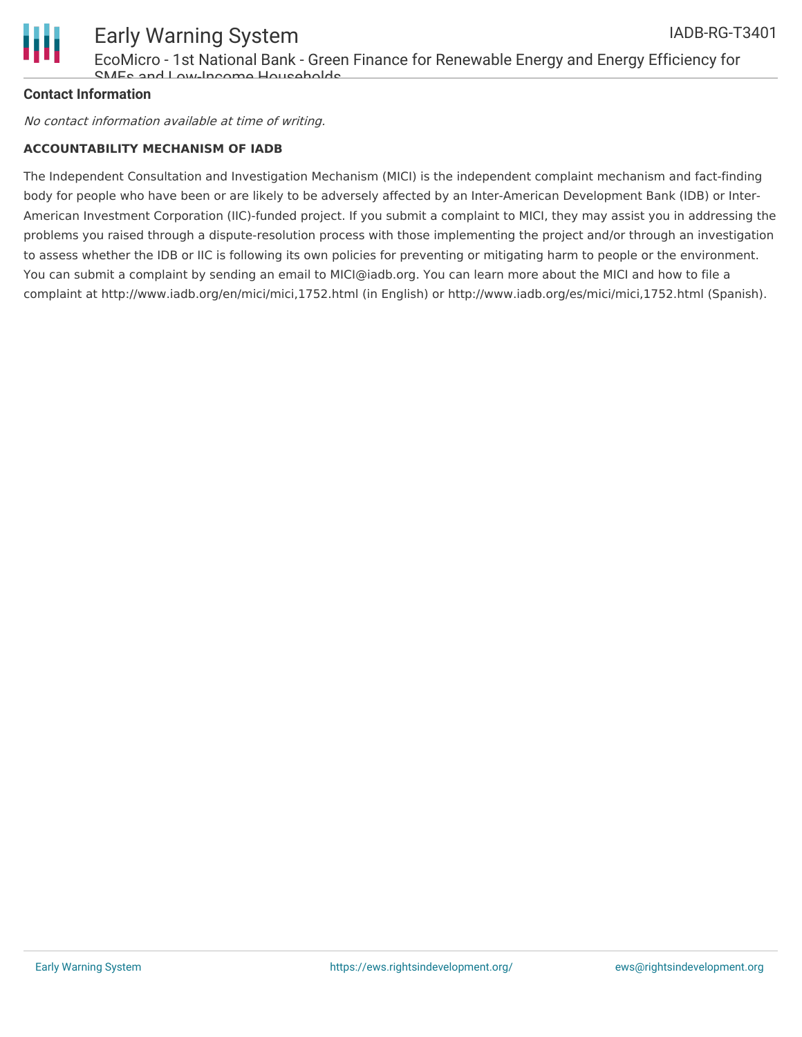**Contact Information**

*No contact information available at time of writing.*

**ACCOUNTABILITY MECHANISM OF IADB**

The Independent Consultation and Investigation Mechanism (MICI) is the independent complaint mechanism and fact-finding body for people who have been or are likely to be adversely affected by an Inter-American Development Bank (IDB) or Inter-American Investment Corporation (IIC)-funded project. If you submit a complaint to MICI, they may assist you in addressing the problems you raised through a dispute-resolution process with those implementing the project and/or through an investigation to assess whether the IDB or IIC is following its own policies for preventing or mitigating harm to people or the environment. You can submit a complaint by sending an email to MICI@iadb.org. You can learn more about the MICI and how to file a complaint at http://www.iadb.org/en/mici/mici,1752.html (in English) or http://www.iadb.org/es/mici/mici,1752.html (Spanish).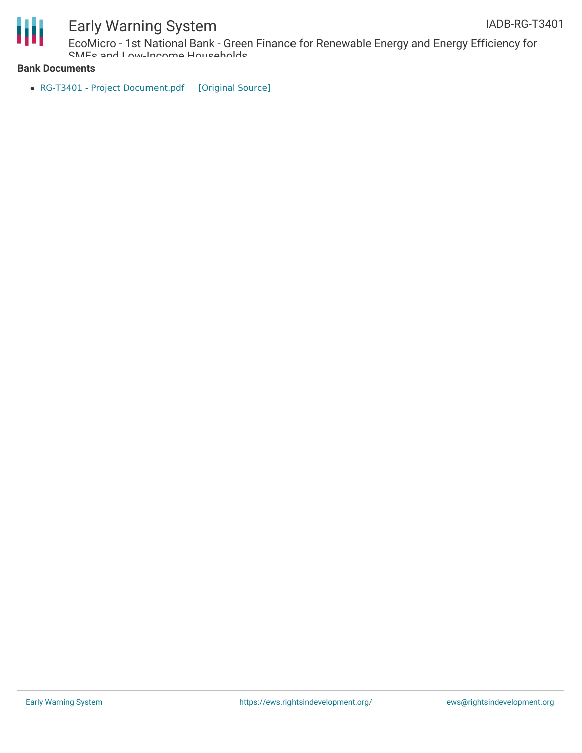**Bank Documents**

- RG-T3401 - Project Document.pdf [Original Source]